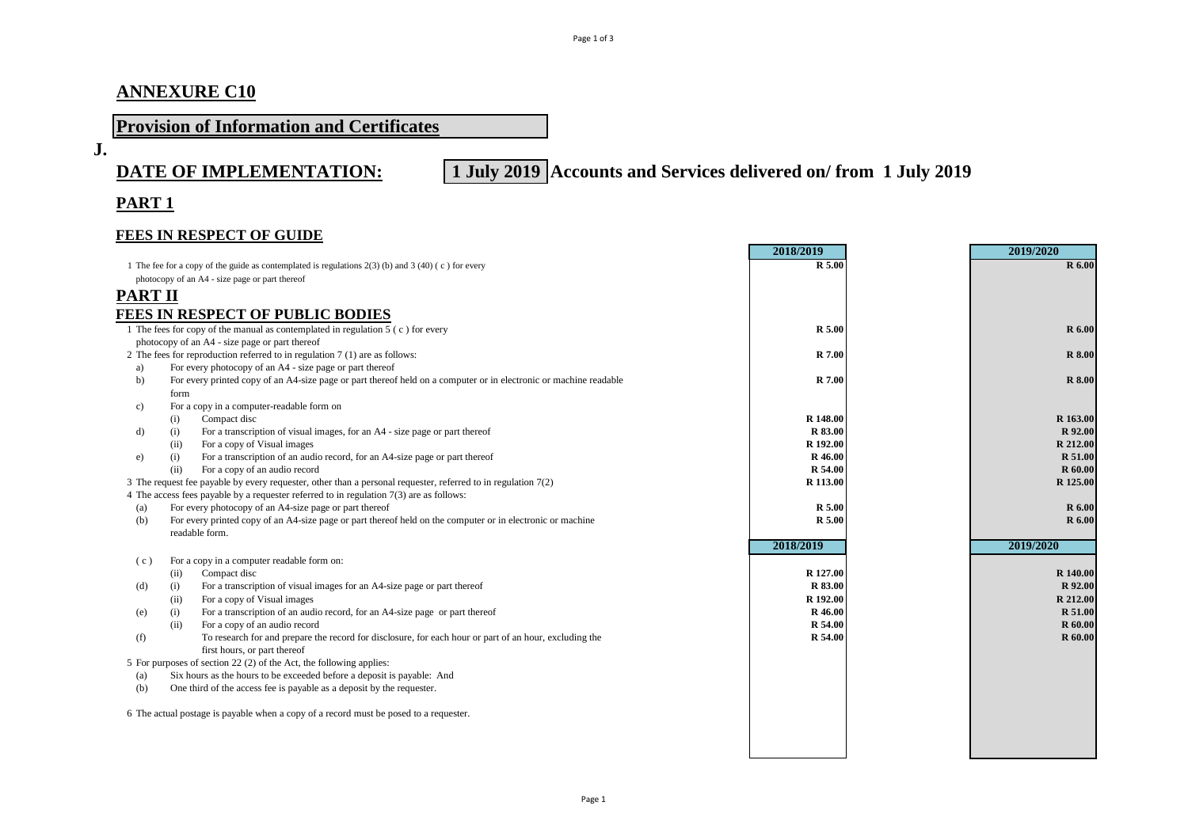## ANNEXURE C10

## Provision of Information and Certificates

**J.**

## DATE OF IMPLEMENTATION: 1 July 2019 Accounts and Services delivered on/ from 1 July 2019

## PART 1

### FEES IN RESPECT OF GUIDE

| | | 2018/2019 | 2019/2020 |
|---|---|---|---|
| 1 | The fee for a copy of the guide as contemplated is regulations 2(3) (b) and 3 (40) ( c ) for every photocopy of an A4 - size page or part thereof | R 5.00 | R 6.00 |

## PART II

### FEES IN RESPECT OF PUBLIC BODIES

| | | | | 2018/2019 | 2019/2020 |
|---|---|---|---|---|---|
| 1 | | | The fees for copy of the manual as contemplated in regulation 5 ( c ) for every photocopy of an A4 - size page or part thereof | R 5.00 | R 6.00 |
| 2 | | | The fees for reproduction referred to in regulation 7 (1) are as follows: | | |
| | a) | | For every photocopy of an A4 - size page or part thereof | R 7.00 | R 8.00 |
| | b) | | For every printed copy of an A4-size page or part thereof held on a computer or in electronic or machine readable form | R 7.00 | R 8.00 |
| | c) | | For a copy in a computer-readable form on | | |
| | | (i) | Compact disc | R 148.00 | R 163.00 |
| | d) | (i) | For a transcription of visual images, for an A4 - size page or part thereof | R 83.00 | R 92.00 |
| | | (ii) | For a copy of Visual images | R 192.00 | R 212.00 |
| | e) | (i) | For a transcription of an audio record, for an A4-size page or part thereof | R 46.00 | R 51.00 |
| | | (ii) | For a copy of an audio record | R 54.00 | R 60.00 |
| 3 | | | The request fee payable by every requester, other than a personal requester, referred to in regulation 7(2) | R 113.00 | R 125.00 |
| 4 | | | The access fees payable by a requester referred to in regulation 7(3) are as follows: | | |
| | (a) | | For every photocopy of an A4-size page or part thereof | R 5.00 | R 6.00 |
| | (b) | | For every printed copy of an A4-size page or part thereof held on the computer or in electronic or machine readable form. | R 5.00 | R 6.00 |
| | | | | 2018/2019 | 2019/2020 |
| | ( c ) | | For a copy in a computer readable form on: | | |
| | | (ii) | Compact disc | R 127.00 | R 140.00 |
| | (d) | (i) | For a transcription of visual images for an A4-size page or part thereof | R 83.00 | R 92.00 |
| | | (ii) | For a copy of Visual images | R 192.00 | R 212.00 |
| | (e) | (i) | For a transcription of an audio record, for an A4-size page or part thereof | R 46.00 | R 51.00 |
| | | (ii) | For a copy of an audio record | R 54.00 | R 60.00 |
| | (f) | | To research for and prepare the record for disclosure, for each hour or part of an hour, excluding the first hours, or part thereof | R 54.00 | R 60.00 |
| 5 | | | For purposes of section 22 (2) of the Act, the following applies: | | |
| | (a) | | Six hours as the hours to be exceeded before a deposit is payable: And | | |
| | (b) | | One third of the access fee is payable as a deposit by the requester. | | |
| 6 | | | The actual postage is payable when a copy of a record must be posed to a requester. | | |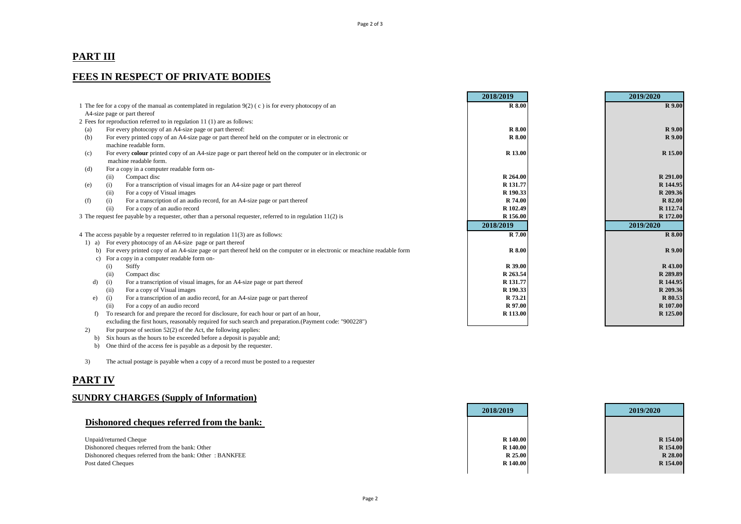## PART III

## FEES IN RESPECT OF PRIVATE BODIES

| | | | | 2018/2019 | 2019/2020 |
|---|---|---|---|---|---|
| 1 | The fee for a copy of the manual as contemplated in regulation 9(2) ( c ) is for every photocopy of an A4-size page or part thereof | | | **R 8.00** | **R 9.00** |
| 2 | Fees for reproduction referred to in regulation 11 (1) are as follows: | | | | |
| | (a) | | For every photocopy of an A4-size page or part thereof: | **R 8.00** | **R 9.00** |
| | (b) | | For every printed copy of an A4-size page or part thereof held on the computer or in electronic or machine readable form. | **R 8.00** | **R 9.00** |
| | (c) | | For every **colour** printed copy of an A4-size page or part thereof held on the computer or in electronic or machine readable form. | **R 13.00** | **R 15.00** |
| | (d) | | For a copy in a computer readable form on- | | |
| | | (ii) | Compact disc | **R 264.00** | **R 291.00** |
| | (e) | (i) | For a transcription of visual images for an A4-size page or part thereof | **R 131.77** | **R 144.95** |
| | | (ii) | For a copy of Visual images | **R 190.33** | **R 209.36** |
| | (f) | (i) | For a transcription of an audio record, for an A4-size page or part thereof | **R 74.00** | **R 82.00** |
| | | (ii) | For a copy of an audio record | **R 102.49** | **R 112.74** |
| 3 | The request fee payable by a requester, other than a personal requester, referred to in regulation 11(2) is | | | **R 156.00** | **R 172.00** |

| | | | | 2018/2019 | 2019/2020 |
|---|---|---|---|---|---|
| 4 | The access payable by a requester referred to in regulation 11(3) are as follows: | | | **R 7.00** | **R 8.00** |
| 1) | a) | | For every photocopy of an A4-size page or part thereof | | |
| | b) | | For every printed copy of an A4-size page or part thereof held on the computer or in electronic or meachine readable form | **R 8.00** | **R 9.00** |
| | c) | | For a copy in a computer readable form on- | | |
| | | (i) | Stiffy | **R 39.00** | **R 43.00** |
| | | (ii) | Compact disc | **R 263.54** | **R 289.89** |
| | d) | (i) | For a transcription of visual images, for an A4-size page or part thereof | **R 131.77** | **R 144.95** |
| | | (ii) | For a copy of Visual images | **R 190.33** | **R 209.36** |
| | e) | (i) | For a transcription of an audio record, for an A4-size page or part thereof | **R 73.21** | **R 80.53** |
| | | (ii) | For a copy of an audio record | **R 97.00** | **R 107.00** |
| | f) | | To research for and prepare the record for disclosure, for each hour or part of an hour, excluding the first hours, reasonably required for such search and preparation.(Payment code: "900228") | **R 113.00** | **R 125.00** |

2) For purpose of section 52(2) of the Act, the following applies:

b) Six hours as the hours to be exceeded before a deposit is payable and;

b) One third of the access fee is payable as a deposit by the requester.

3) The actual postage is payable when a copy of a record must be posted to a requester

## PART IV

## SUNDRY CHARGES (Supply of Information)

### Dishonored cheques referred from the bank:

| | 2018/2019 | 2019/2020 |
|---|---|---|
| Unpaid/returned Cheque | **R 140.00** | **R 154.00** |
| Dishonored cheques referred from the bank: Other | **R 140.00** | **R 154.00** |
| Dishonored cheques referred from the bank: Other : BANKFEE | **R 25.00** | **R 28.00** |
| Post dated Cheques | **R 140.00** | **R 154.00** |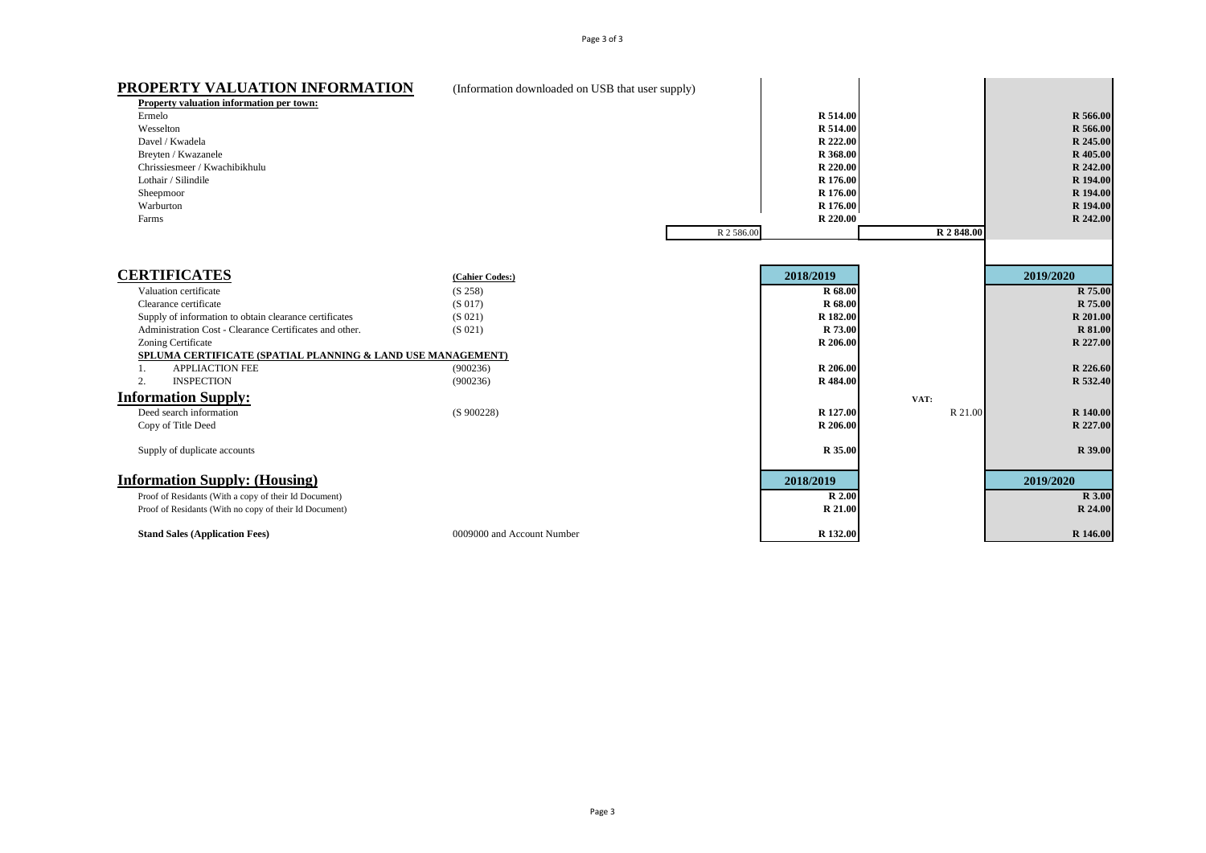## PROPERTY VALUATION INFORMATION

(Information downloaded on USB that user supply)

| Property valuation information per town: | | | | |
|---|---|---|---|---|
| Ermelo | | R 514.00 | | R 566.00 |
| Wesselton | | R 514.00 | | R 566.00 |
| Davel / Kwadela | | R 222.00 | | R 245.00 |
| Breyten / Kwazanele | | R 368.00 | | R 405.00 |
| Chrissiesmeer / Kwachibikhulu | | R 220.00 | | R 242.00 |
| Lothair / Silindile | | R 176.00 | | R 194.00 |
| Sheepmoor | | R 176.00 | | R 194.00 |
| Warburton | | R 176.00 | | R 194.00 |
| Farms | | R 220.00 | | R 242.00 |
| | R 2 586.00 | | R 2 848.00 | |

## CERTIFICATES

| | (Cahier Codes:) | 2018/2019 | | 2019/2020 |
|---|---|---|---|---|
| Valuation certificate | (S 258) | R 68.00 | | R 75.00 |
| Clearance certificate | (S 017) | R 68.00 | | R 75.00 |
| Supply of information to obtain clearance certificates | (S 021) | R 182.00 | | R 201.00 |
| Administration Cost - Clearance Certificates and other. | (S 021) | R 73.00 | | R 81.00 |
| Zoning Certificate | | R 206.00 | | R 227.00 |
| **SPLUMA CERTIFICATE (SPATIAL PLANNING & LAND USE MANAGEMENT)** | | | | |
| 1. APPLIACTION FEE | (900236) | R 206.00 | | R 226.60 |
| 2. INSPECTION | (900236) | R 484.00 | | R 532.40 |

## Information Supply:

| | | | VAT: | |
|---|---|---|---|---|
| Deed search information | (S 900228) | R 127.00 | R 21.00 | R 140.00 |
| Copy of Title Deed | | R 206.00 | | R 227.00 |
| Supply of duplicate accounts | | R 35.00 | | R 39.00 |

## Information Supply: (Housing)

| | | 2018/2019 | | 2019/2020 |
|---|---|---|---|---|
| Proof of Residants (With a copy of their Id Document) | | R 2.00 | | R 3.00 |
| Proof of Residants (With no copy of their Id Document) | | R 21.00 | | R 24.00 |
| **Stand Sales (Application Fees)** | 0009000 and Account Number | R 132.00 | | R 146.00 |